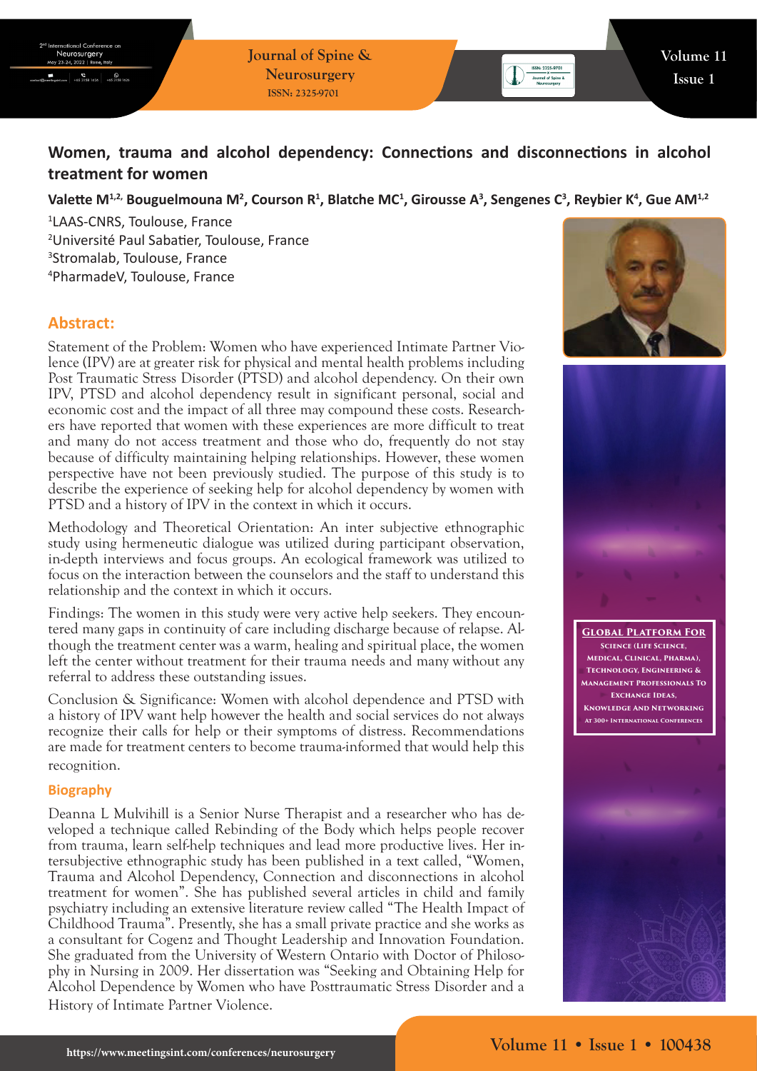# Women, trauma and alcohol dependency: Connections and disconnections in alcohol treatment for women

**Valette M[1,2], Bouguelmouna M[2], Courson R[1], Blatche MC[1], Girousse A[3], Sengenes C[3], Reybier K[4], Gue AM[1,2]**

[1]LAAS-CNRS, Toulouse, France
[2]Université Paul Sabatier, Toulouse, France
[3]Stromalab, Toulouse, France
[4]PharmadeV, Toulouse, France

## Abstract:

Statement of the Problem: Women who have experienced Intimate Partner Violence (IPV) are at greater risk for physical and mental health problems including Post Traumatic Stress Disorder (PTSD) and alcohol dependency. On their own IPV, PTSD and alcohol dependency result in significant personal, social and economic cost and the impact of all three may compound these costs. Researchers have reported that women with these experiences are more difficult to treat and many do not access treatment and those who do, frequently do not stay because of difficulty maintaining helping relationships. However, these women perspective have not been previously studied. The purpose of this study is to describe the experience of seeking help for alcohol dependency by women with PTSD and a history of IPV in the context in which it occurs.

Methodology and Theoretical Orientation: An inter subjective ethnographic study using hermeneutic dialogue was utilized during participant observation, in-depth interviews and focus groups. An ecological framework was utilized to focus on the interaction between the counselors and the staff to understand this relationship and the context in which it occurs.

Findings: The women in this study were very active help seekers. They encountered many gaps in continuity of care including discharge because of relapse. Although the treatment center was a warm, healing and spiritual place, the women left the center without treatment for their trauma needs and many without any referral to address these outstanding issues.

Conclusion & Significance: Women with alcohol dependence and PTSD with a history of IPV want help however the health and social services do not always recognize their calls for help or their symptoms of distress. Recommendations are made for treatment centers to become trauma-informed that would help this recognition.

### Biography

Deanna L Mulvihill is a Senior Nurse Therapist and a researcher who has developed a technique called Rebinding of the Body which helps people recover from trauma, learn self-help techniques and lead more productive lives. Her intersubjective ethnographic study has been published in a text called, "Women, Trauma and Alcohol Dependency, Connection and disconnections in alcohol treatment for women". She has published several articles in child and family psychiatry including an extensive literature review called "The Health Impact of Childhood Trauma". Presently, she has a small private practice and she works as a consultant for Cogenz and Thought Leadership and Innovation Foundation. She graduated from the University of Western Ontario with Doctor of Philosophy in Nursing in 2009. Her dissertation was "Seeking and Obtaining Help for Alcohol Dependence by Women who have Posttraumatic Stress Disorder and a History of Intimate Partner Violence.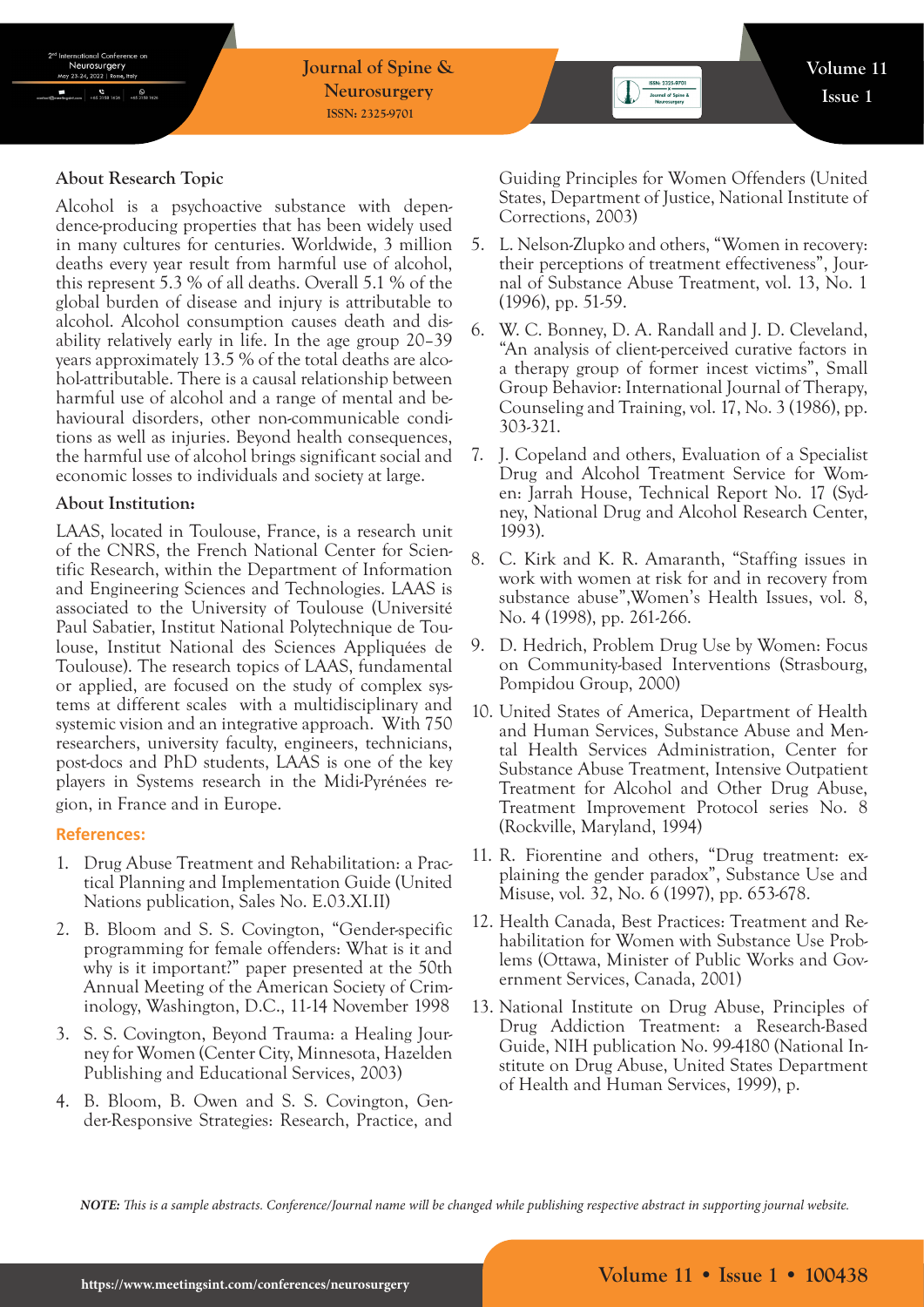### About Research Topic

Alcohol is a psychoactive substance with dependence-producing properties that has been widely used in many cultures for centuries. Worldwide, 3 million deaths every year result from harmful use of alcohol, this represent 5.3 % of all deaths. Overall 5.1 % of the global burden of disease and injury is attributable to alcohol. Alcohol consumption causes death and disability relatively early in life. In the age group 20–39 years approximately 13.5 % of the total deaths are alcohol-attributable. There is a causal relationship between harmful use of alcohol and a range of mental and behavioural disorders, other non-communicable conditions as well as injuries. Beyond health consequences, the harmful use of alcohol brings significant social and economic losses to individuals and society at large.

### About Institution:

LAAS, located in Toulouse, France, is a research unit of the CNRS, the French National Center for Scientific Research, within the Department of Information and Engineering Sciences and Technologies. LAAS is associated to the University of Toulouse (Université Paul Sabatier, Institut National Polytechnique de Toulouse, Institut National des Sciences Appliquées de Toulouse). The research topics of LAAS, fundamental or applied, are focused on the study of complex systems at different scales with a multidisciplinary and systemic vision and an integrative approach. With 750 researchers, university faculty, engineers, technicians, post-docs and PhD students, LAAS is one of the key players in Systems research in the Midi-Pyrénées region, in France and in Europe.

### References:

1. Drug Abuse Treatment and Rehabilitation: a Practical Planning and Implementation Guide (United Nations publication, Sales No. E.03.XI.II)
2. B. Bloom and S. S. Covington, "Gender-specific programming for female offenders: What is it and why is it important?" paper presented at the 50th Annual Meeting of the American Society of Criminology, Washington, D.C., 11-14 November 1998
3. S. S. Covington, Beyond Trauma: a Healing Journey for Women (Center City, Minnesota, Hazelden Publishing and Educational Services, 2003)
4. B. Bloom, B. Owen and S. S. Covington, Gender-Responsive Strategies: Research, Practice, and Guiding Principles for Women Offenders (United States, Department of Justice, National Institute of Corrections, 2003)
5. L. Nelson-Zlupko and others, "Women in recovery: their perceptions of treatment effectiveness", Journal of Substance Abuse Treatment, vol. 13, No. 1 (1996), pp. 51-59.
6. W. C. Bonney, D. A. Randall and J. D. Cleveland, "An analysis of client-perceived curative factors in a therapy group of former incest victims", Small Group Behavior: International Journal of Therapy, Counseling and Training, vol. 17, No. 3 (1986), pp. 303-321.
7. J. Copeland and others, Evaluation of a Specialist Drug and Alcohol Treatment Service for Women: Jarrah House, Technical Report No. 17 (Sydney, National Drug and Alcohol Research Center, 1993).
8. C. Kirk and K. R. Amaranth, "Staffing issues in work with women at risk for and in recovery from substance abuse",Women's Health Issues, vol. 8, No. 4 (1998), pp. 261-266.
9. D. Hedrich, Problem Drug Use by Women: Focus on Community-based Interventions (Strasbourg, Pompidou Group, 2000)
10. United States of America, Department of Health and Human Services, Substance Abuse and Mental Health Services Administration, Center for Substance Abuse Treatment, Intensive Outpatient Treatment for Alcohol and Other Drug Abuse, Treatment Improvement Protocol series No. 8 (Rockville, Maryland, 1994)
11. R. Fiorentine and others, "Drug treatment: explaining the gender paradox", Substance Use and Misuse, vol. 32, No. 6 (1997), pp. 653-678.
12. Health Canada, Best Practices: Treatment and Rehabilitation for Women with Substance Use Problems (Ottawa, Minister of Public Works and Government Services, Canada, 2001)
13. National Institute on Drug Abuse, Principles of Drug Addiction Treatment: a Research-Based Guide, NIH publication No. 99-4180 (National Institute on Drug Abuse, United States Department of Health and Human Services, 1999), p.

***NOTE:** This is a sample abstracts. Conference/Journal name will be changed while publishing respective abstract in supporting journal website.*